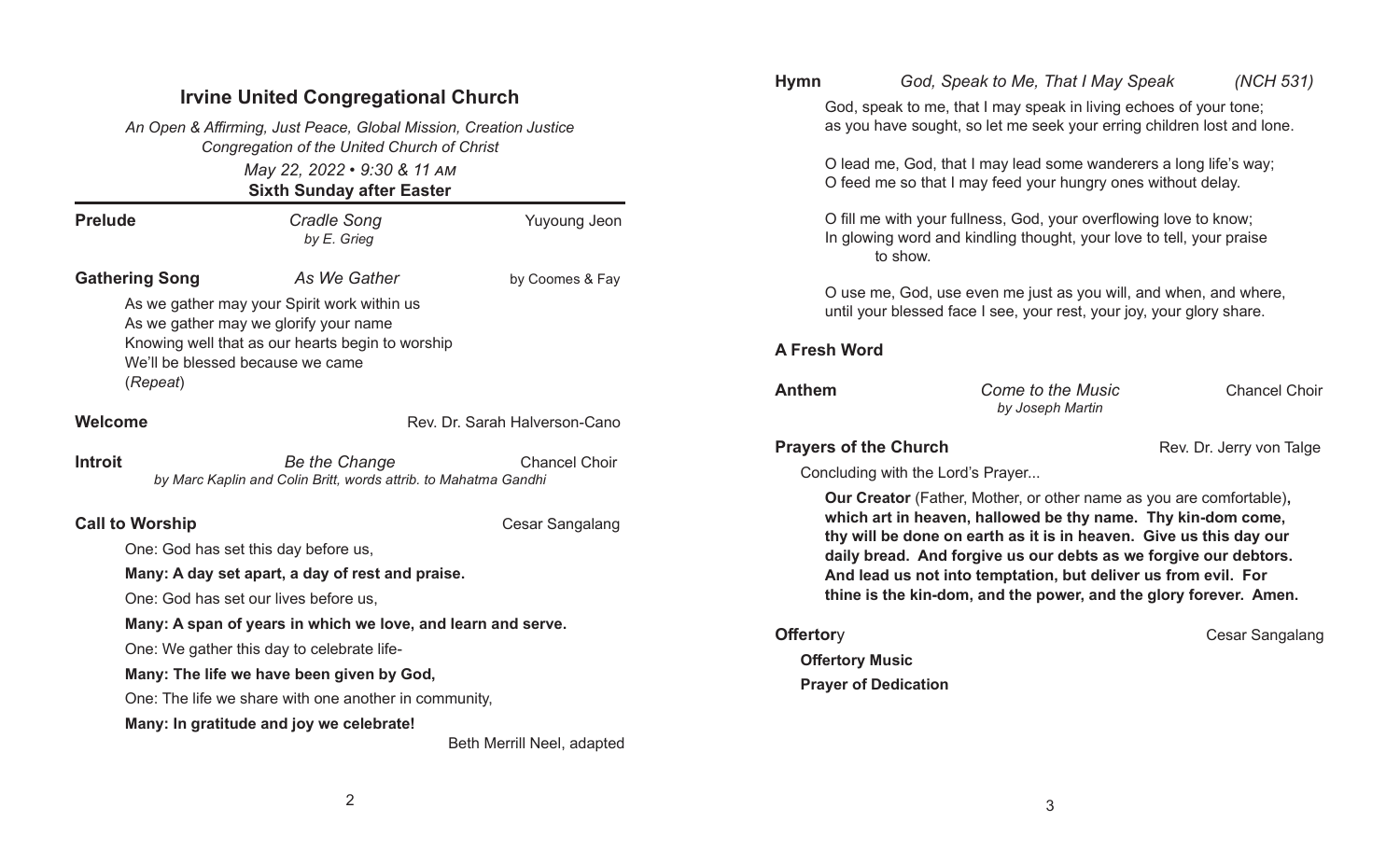# Irvine United Congregational Church

*An Open & Affirming, Just Peace, Global Mission, Creation Justice Congregation of the United Church of Christ*

*May 22, 2022 • 9:30 & 11 AM*

**Sixth Sunday after Easter**

---

**Prelude** — *Cradle Song* *by E. Grieg* — Yuyoung Jeon

**Gathering Song** — *As We Gather* — by Coomes & Fay

As we gather may your Spirit work within us
As we gather may we glorify your name
Knowing well that as our hearts begin to worship
We'll be blessed because we came
(*Repeat*)

**Welcome** — Rev. Dr. Sarah Halverson-Cano

**Introit** — *Be the Change* — Chancel Choir
*by Marc Kaplin and Colin Britt, words attrib. to Mahatma Gandhi*

**Call to Worship** — Cesar Sangalang

One: God has set this day before us,

**Many: A day set apart, a day of rest and praise.**

One: God has set our lives before us,

**Many: A span of years in which we love, and learn and serve.**

One: We gather this day to celebrate life-

**Many: The life we have been given by God,**

One: The life we share with one another in community,

**Many: In gratitude and joy we celebrate!**

Beth Merrill Neel, adapted

**Hymn** — *God, Speak to Me, That I May Speak* — *(NCH 531)*

God, speak to me, that I may speak in living echoes of your tone;
as you have sought, so let me seek your erring children lost and lone.

O lead me, God, that I may lead some wanderers a long life's way;
O feed me so that I may feed your hungry ones without delay.

O fill me with your fullness, God, your overflowing love to know;
In glowing word and kindling thought, your love to tell, your praise to show.

O use me, God, use even me just as you will, and when, and where,
until your blessed face I see, your rest, your joy, your glory share.

**A Fresh Word**

**Anthem** — *Come to the Music* *by Joseph Martin* — Chancel Choir

**Prayers of the Church** — Rev. Dr. Jerry von Talge

Concluding with the Lord's Prayer...

**Our Creator** (Father, Mother, or other name as you are comfortable)**, which art in heaven, hallowed be thy name. Thy kin-dom come, thy will be done on earth as it is in heaven. Give us this day our daily bread. And forgive us our debts as we forgive our debtors. And lead us not into temptation, but deliver us from evil. For thine is the kin-dom, and the power, and the glory forever. Amen.**

**Offertor**y — Cesar Sangalang

**Offertory Music**

**Prayer of Dedication**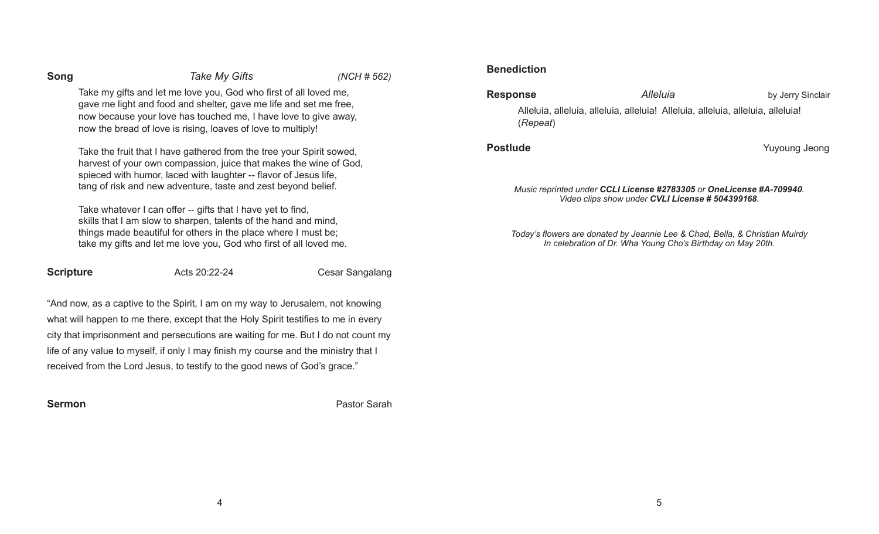**Song** *Take My Gifts* *(NCH # 562)*

Take my gifts and let me love you, God who first of all loved me,
gave me light and food and shelter, gave me life and set me free,
now because your love has touched me, I have love to give away,
now the bread of love is rising, loaves of love to multiply!

Take the fruit that I have gathered from the tree your Spirit sowed,
harvest of your own compassion, juice that makes the wine of God,
spieced with humor, laced with laughter -- flavor of Jesus life,
tang of risk and new adventure, taste and zest beyond belief.

Take whatever I can offer -- gifts that I have yet to find,
skills that I am slow to sharpen, talents of the hand and mind,
things made beautiful for others in the place where I must be;
take my gifts and let me love you, God who first of all loved me.

**Scripture** Acts 20:22-24 Cesar Sangalang

"And now, as a captive to the Spirit, I am on my way to Jerusalem, not knowing what will happen to me there, except that the Holy Spirit testifies to me in every city that imprisonment and persecutions are waiting for me. But I do not count my life of any value to myself, if only I may finish my course and the ministry that I received from the Lord Jesus, to testify to the good news of God's grace."

**Sermon** Pastor Sarah

**Benediction**

**Response** *Alleluia* by Jerry Sinclair

Alleluia, alleluia, alleluia, alleluia! Alleluia, alleluia, alleluia, alleluia! (*Repeat*)

**Postlude** Yuyoung Jeong

*Music reprinted under **CCLI License #2783305** or **OneLicense #A-709940**.*
*Video clips show under **CVLI License # 504399168**.*

*Today's flowers are donated by Jeannie Lee & Chad, Bella, & Christian Muirdy*
*In celebration of Dr. Wha Young Cho's Birthday on May 20th.*